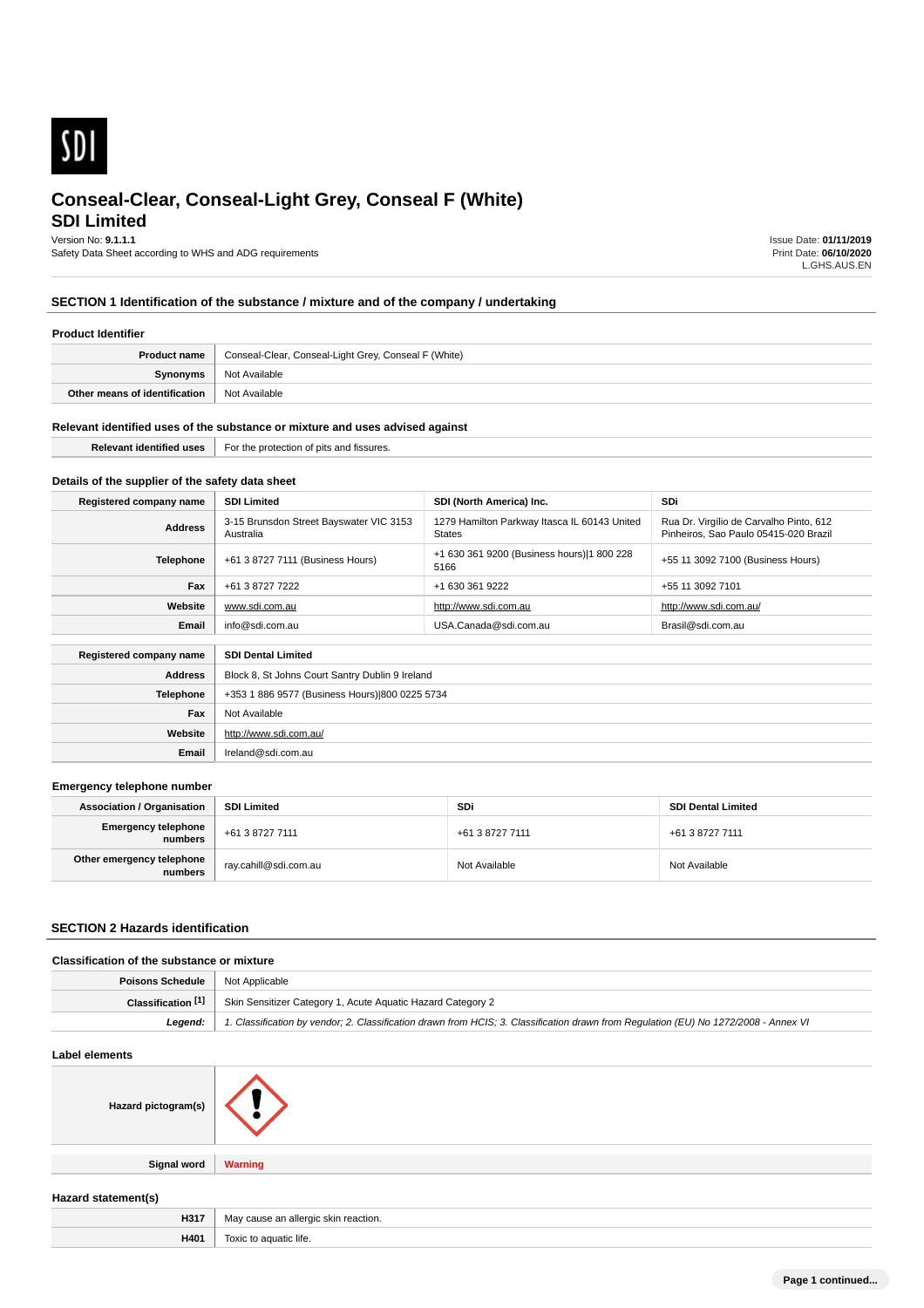# Conseal-Clear, Conseal-Light Grey, Conseal F (White)

## SDI Limited

Version No: **9.1.1.1**
Safety Data Sheet according to WHS and ADG requirements

Issue Date: **01/11/2019**
Print Date: **06/10/2020**
L.GHS.AUS.EN

## SECTION 1 Identification of the substance / mixture and of the company / undertaking

### Product Identifier

| | |
|---|---|
| **Product name** | Conseal-Clear, Conseal-Light Grey, Conseal F (White) |
| **Synonyms** | Not Available |
| **Other means of identification** | Not Available |

### Relevant identified uses of the substance or mixture and uses advised against

| | |
|---|---|
| **Relevant identified uses** | For the protection of pits and fissures. |

### Details of the supplier of the safety data sheet

| **Registered company name** | **SDI Limited** | **SDI (North America) Inc.** | **SDi** |
|---|---|---|---|
| **Address** | 3-15 Brunsdon Street Bayswater VIC 3153 Australia | 1279 Hamilton Parkway Itasca IL 60143 United States | Rua Dr. Virgílio de Carvalho Pinto, 612 Pinheiros, Sao Paulo 05415-020 Brazil |
| **Telephone** | +61 3 8727 7111 (Business Hours) | +1 630 361 9200 (Business hours)\|1 800 228 5166 | +55 11 3092 7100 (Business Hours) |
| **Fax** | +61 3 8727 7222 | +1 630 361 9222 | +55 11 3092 7101 |
| **Website** | www.sdi.com.au | http://www.sdi.com.au | http://www.sdi.com.au/ |
| **Email** | info@sdi.com.au | USA.Canada@sdi.com.au | Brasil@sdi.com.au |

| **Registered company name** | **SDI Dental Limited** |
|---|---|
| **Address** | Block 8, St Johns Court Santry Dublin 9 Ireland |
| **Telephone** | +353 1 886 9577 (Business Hours)\|800 0225 5734 |
| **Fax** | Not Available |
| **Website** | http://www.sdi.com.au/ |
| **Email** | Ireland@sdi.com.au |

### Emergency telephone number

| **Association / Organisation** | **SDI Limited** | **SDi** | **SDI Dental Limited** |
|---|---|---|---|
| **Emergency telephone numbers** | +61 3 8727 7111 | +61 3 8727 7111 | +61 3 8727 7111 |
| **Other emergency telephone numbers** | ray.cahill@sdi.com.au | Not Available | Not Available |

## SECTION 2 Hazards identification

### Classification of the substance or mixture

| | |
|---|---|
| **Poisons Schedule** | Not Applicable |
| **Classification [1]** | Skin Sensitizer Category 1, Acute Aquatic Hazard Category 2 |
| ***Legend:*** | *1. Classification by vendor; 2. Classification drawn from HCIS; 3. Classification drawn from Regulation (EU) No 1272/2008 - Annex VI* |

### Label elements

| | |
|---|---|
| **Hazard pictogram(s)** | |
| **Signal word** | Warning |

### Hazard statement(s)

| | |
|---|---|
| **H317** | May cause an allergic skin reaction. |
| **H401** | Toxic to aquatic life. |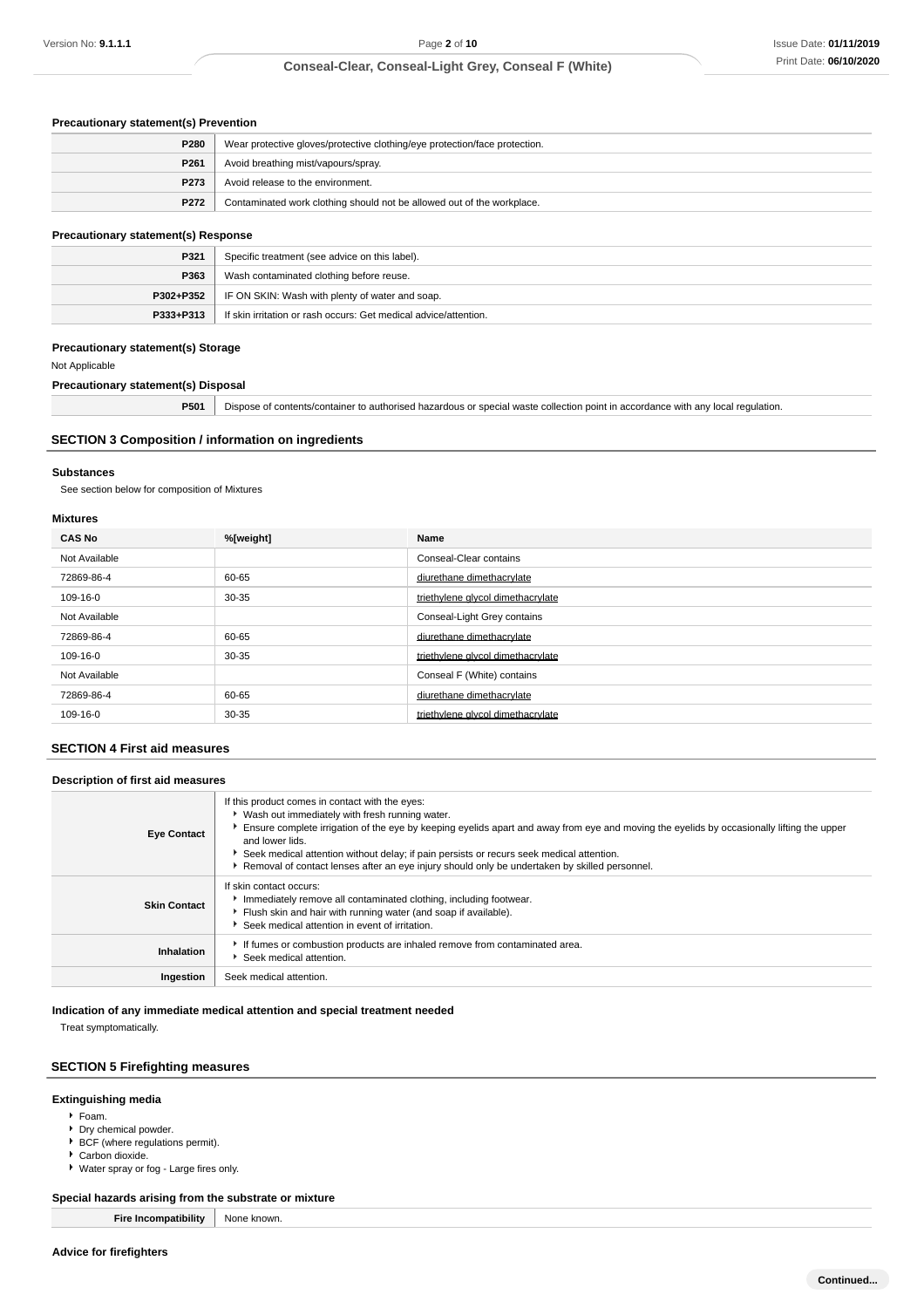### Precautionary statement(s) Prevention

| | |
|---|---|
| **P280** | Wear protective gloves/protective clothing/eye protection/face protection. |
| **P261** | Avoid breathing mist/vapours/spray. |
| **P273** | Avoid release to the environment. |
| **P272** | Contaminated work clothing should not be allowed out of the workplace. |

### Precautionary statement(s) Response

| | |
|---|---|
| **P321** | Specific treatment (see advice on this label). |
| **P363** | Wash contaminated clothing before reuse. |
| **P302+P352** | IF ON SKIN: Wash with plenty of water and soap. |
| **P333+P313** | If skin irritation or rash occurs: Get medical advice/attention. |

### Precautionary statement(s) Storage

Not Applicable

### Precautionary statement(s) Disposal

| | |
|---|---|
| **P501** | Dispose of contents/container to authorised hazardous or special waste collection point in accordance with any local regulation. |

## SECTION 3 Composition / information on ingredients

### Substances

See section below for composition of Mixtures

### Mixtures

| CAS No | %[weight] | Name |
|---|---|---|
| Not Available | | Conseal-Clear contains |
| 72869-86-4 | 60-65 | diurethane dimethacrylate |
| 109-16-0 | 30-35 | triethylene glycol dimethacrylate |
| Not Available | | Conseal-Light Grey contains |
| 72869-86-4 | 60-65 | diurethane dimethacrylate |
| 109-16-0 | 30-35 | triethylene glycol dimethacrylate |
| Not Available | | Conseal F (White) contains |
| 72869-86-4 | 60-65 | diurethane dimethacrylate |
| 109-16-0 | 30-35 | triethylene glycol dimethacrylate |

## SECTION 4 First aid measures

### Description of first aid measures

| | |
|---|---|
| **Eye Contact** | If this product comes in contact with the eyes:<br>▸ Wash out immediately with fresh running water.<br>▸ Ensure complete irrigation of the eye by keeping eyelids apart and away from eye and moving the eyelids by occasionally lifting the upper and lower lids.<br>▸ Seek medical attention without delay; if pain persists or recurs seek medical attention.<br>▸ Removal of contact lenses after an eye injury should only be undertaken by skilled personnel. |
| **Skin Contact** | If skin contact occurs:<br>▸ Immediately remove all contaminated clothing, including footwear.<br>▸ Flush skin and hair with running water (and soap if available).<br>▸ Seek medical attention in event of irritation. |
| **Inhalation** | ▸ If fumes or combustion products are inhaled remove from contaminated area.<br>▸ Seek medical attention. |
| **Ingestion** | Seek medical attention. |

### Indication of any immediate medical attention and special treatment needed

Treat symptomatically.

## SECTION 5 Firefighting measures

### Extinguishing media

- Foam.
- Dry chemical powder.
- BCF (where regulations permit).
- Carbon dioxide.
- Water spray or fog - Large fires only.

### Special hazards arising from the substrate or mixture

| | |
|---|---|
| **Fire Incompatibility** | None known. |

### Advice for firefighters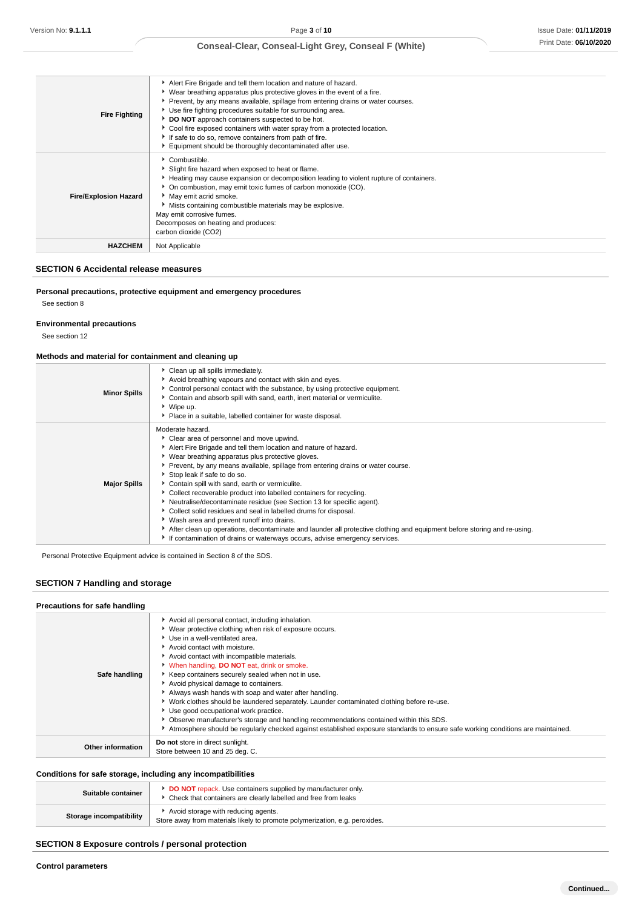| | |
|---|---|
| **Fire Fighting** | - Alert Fire Brigade and tell them location and nature of hazard.<br>- Wear breathing apparatus plus protective gloves in the event of a fire.<br>- Prevent, by any means available, spillage from entering drains or water courses.<br>- Use fire fighting procedures suitable for surrounding area.<br>- **DO NOT** approach containers suspected to be hot.<br>- Cool fire exposed containers with water spray from a protected location.<br>- If safe to do so, remove containers from path of fire.<br>- Equipment should be thoroughly decontaminated after use. |
| **Fire/Explosion Hazard** | - Combustible.<br>- Slight fire hazard when exposed to heat or flame.<br>- Heating may cause expansion or decomposition leading to violent rupture of containers.<br>- On combustion, may emit toxic fumes of carbon monoxide (CO).<br>- May emit acrid smoke.<br>- Mists containing combustible materials may be explosive.<br>May emit corrosive fumes.<br>Decomposes on heating and produces:<br>carbon dioxide (CO2) |
| **HAZCHEM** | Not Applicable |

## SECTION 6 Accidental release measures

### Personal precautions, protective equipment and emergency procedures

See section 8

### Environmental precautions

See section 12

### Methods and material for containment and cleaning up

| | |
|---|---|
| **Minor Spills** | - Clean up all spills immediately.<br>- Avoid breathing vapours and contact with skin and eyes.<br>- Control personal contact with the substance, by using protective equipment.<br>- Contain and absorb spill with sand, earth, inert material or vermiculite.<br>- Wipe up.<br>- Place in a suitable, labelled container for waste disposal. |
| **Major Spills** | Moderate hazard.<br>- Clear area of personnel and move upwind.<br>- Alert Fire Brigade and tell them location and nature of hazard.<br>- Wear breathing apparatus plus protective gloves.<br>- Prevent, by any means available, spillage from entering drains or water course.<br>- Stop leak if safe to do so.<br>- Contain spill with sand, earth or vermiculite.<br>- Collect recoverable product into labelled containers for recycling.<br>- Neutralise/decontaminate residue (see Section 13 for specific agent).<br>- Collect solid residues and seal in labelled drums for disposal.<br>- Wash area and prevent runoff into drains.<br>- After clean up operations, decontaminate and launder all protective clothing and equipment before storing and re-using.<br>- If contamination of drains or waterways occurs, advise emergency services. |

Personal Protective Equipment advice is contained in Section 8 of the SDS.

## SECTION 7 Handling and storage

### Precautions for safe handling

| | |
|---|---|
| **Safe handling** | - Avoid all personal contact, including inhalation.<br>- Wear protective clothing when risk of exposure occurs.<br>- Use in a well-ventilated area.<br>- Avoid contact with moisture.<br>- Avoid contact with incompatible materials.<br>- When handling, **DO NOT** eat, drink or smoke.<br>- Keep containers securely sealed when not in use.<br>- Avoid physical damage to containers.<br>- Always wash hands with soap and water after handling.<br>- Work clothes should be laundered separately. Launder contaminated clothing before re-use.<br>- Use good occupational work practice.<br>- Observe manufacturer's storage and handling recommendations contained within this SDS.<br>- Atmosphere should be regularly checked against established exposure standards to ensure safe working conditions are maintained. |
| **Other information** | **Do not** store in direct sunlight.<br>Store between 10 and 25 deg. C. |

### Conditions for safe storage, including any incompatibilities

| | |
|---|---|
| **Suitable container** | - **DO NOT** repack. Use containers supplied by manufacturer only.<br>- Check that containers are clearly labelled and free from leaks |
| **Storage incompatibility** | - Avoid storage with reducing agents.<br>Store away from materials likely to promote polymerization, e.g. peroxides. |

## SECTION 8 Exposure controls / personal protection

### Control parameters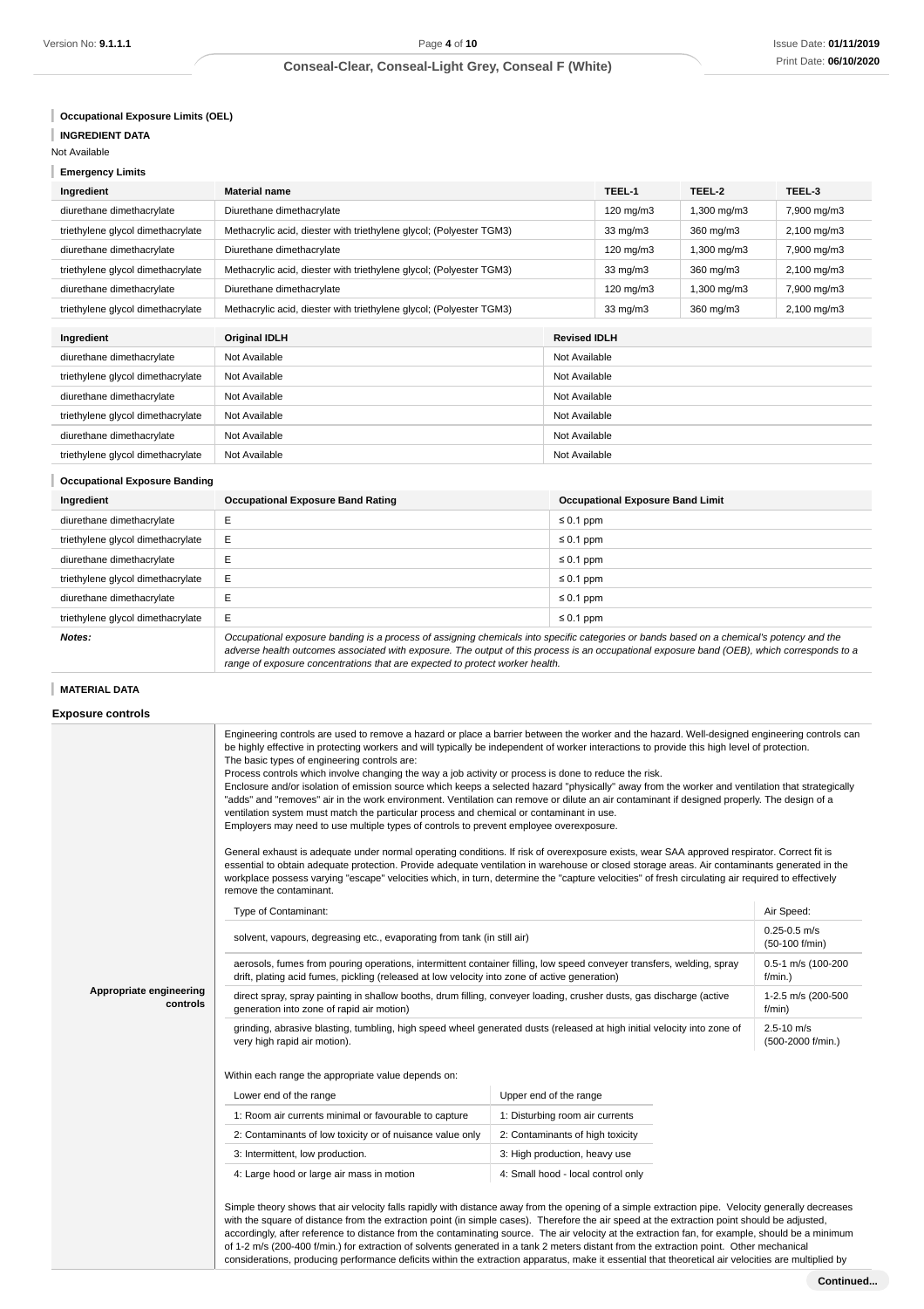### Occupational Exposure Limits (OEL)

### INGREDIENT DATA

Not Available

### Emergency Limits

| Ingredient | Material name | TEEL-1 | TEEL-2 | TEEL-3 |
|---|---|---|---|---|
| diurethane dimethacrylate | Diurethane dimethacrylate | 120 mg/m3 | 1,300 mg/m3 | 7,900 mg/m3 |
| triethylene glycol dimethacrylate | Methacrylic acid, diester with triethylene glycol; (Polyester TGM3) | 33 mg/m3 | 360 mg/m3 | 2,100 mg/m3 |
| diurethane dimethacrylate | Diurethane dimethacrylate | 120 mg/m3 | 1,300 mg/m3 | 7,900 mg/m3 |
| triethylene glycol dimethacrylate | Methacrylic acid, diester with triethylene glycol; (Polyester TGM3) | 33 mg/m3 | 360 mg/m3 | 2,100 mg/m3 |
| diurethane dimethacrylate | Diurethane dimethacrylate | 120 mg/m3 | 1,300 mg/m3 | 7,900 mg/m3 |
| triethylene glycol dimethacrylate | Methacrylic acid, diester with triethylene glycol; (Polyester TGM3) | 33 mg/m3 | 360 mg/m3 | 2,100 mg/m3 |

| Ingredient | Original IDLH | Revised IDLH |
|---|---|---|
| diurethane dimethacrylate | Not Available | Not Available |
| triethylene glycol dimethacrylate | Not Available | Not Available |
| diurethane dimethacrylate | Not Available | Not Available |
| triethylene glycol dimethacrylate | Not Available | Not Available |
| diurethane dimethacrylate | Not Available | Not Available |
| triethylene glycol dimethacrylate | Not Available | Not Available |

### Occupational Exposure Banding

| Ingredient | Occupational Exposure Band Rating | Occupational Exposure Band Limit |
|---|---|---|
| diurethane dimethacrylate | E | ≤ 0.1 ppm |
| triethylene glycol dimethacrylate | E | ≤ 0.1 ppm |
| diurethane dimethacrylate | E | ≤ 0.1 ppm |
| triethylene glycol dimethacrylate | E | ≤ 0.1 ppm |
| diurethane dimethacrylate | E | ≤ 0.1 ppm |
| triethylene glycol dimethacrylate | E | ≤ 0.1 ppm |
| ***Notes:*** | *Occupational exposure banding is a process of assigning chemicals into specific categories or bands based on a chemical's potency and the adverse health outcomes associated with exposure. The output of this process is an occupational exposure band (OEB), which corresponds to a range of exposure concentrations that are expected to protect worker health.* | |

### MATERIAL DATA

### Exposure controls

**Appropriate engineering controls**

Engineering controls are used to remove a hazard or place a barrier between the worker and the hazard. Well-designed engineering controls can be highly effective in protecting workers and will typically be independent of worker interactions to provide this high level of protection.
The basic types of engineering controls are:
Process controls which involve changing the way a job activity or process is done to reduce the risk.
Enclosure and/or isolation of emission source which keeps a selected hazard "physically" away from the worker and ventilation that strategically "adds" and "removes" air in the work environment. Ventilation can remove or dilute an air contaminant if designed properly. The design of a ventilation system must match the particular process and chemical or contaminant in use.
Employers may need to use multiple types of controls to prevent employee overexposure.

General exhaust is adequate under normal operating conditions. If risk of overexposure exists, wear SAA approved respirator. Correct fit is essential to obtain adequate protection. Provide adequate ventilation in warehouse or closed storage areas. Air contaminants generated in the workplace possess varying "escape" velocities which, in turn, determine the "capture velocities" of fresh circulating air required to effectively remove the contaminant.

| Type of Contaminant: | Air Speed: |
|---|---|
| solvent, vapours, degreasing etc., evaporating from tank (in still air) | 0.25-0.5 m/s (50-100 f/min) |
| aerosols, fumes from pouring operations, intermittent container filling, low speed conveyer transfers, welding, spray drift, plating acid fumes, pickling (released at low velocity into zone of active generation) | 0.5-1 m/s (100-200 f/min.) |
| direct spray, spray painting in shallow booths, drum filling, conveyer loading, crusher dusts, gas discharge (active generation into zone of rapid air motion) | 1-2.5 m/s (200-500 f/min) |
| grinding, abrasive blasting, tumbling, high speed wheel generated dusts (released at high initial velocity into zone of very high rapid air motion). | 2.5-10 m/s (500-2000 f/min.) |

Within each range the appropriate value depends on:

| Lower end of the range | Upper end of the range |
|---|---|
| 1: Room air currents minimal or favourable to capture | 1: Disturbing room air currents |
| 2: Contaminants of low toxicity or of nuisance value only | 2: Contaminants of high toxicity |
| 3: Intermittent, low production. | 3: High production, heavy use |
| 4: Large hood or large air mass in motion | 4: Small hood - local control only |

Simple theory shows that air velocity falls rapidly with distance away from the opening of a simple extraction pipe. Velocity generally decreases with the square of distance from the extraction point (in simple cases). Therefore the air speed at the extraction point should be adjusted, accordingly, after reference to distance from the contaminating source. The air velocity at the extraction fan, for example, should be a minimum of 1-2 m/s (200-400 f/min.) for extraction of solvents generated in a tank 2 meters distant from the extraction point. Other mechanical considerations, producing performance deficits within the extraction apparatus, make it essential that theoretical air velocities are multiplied by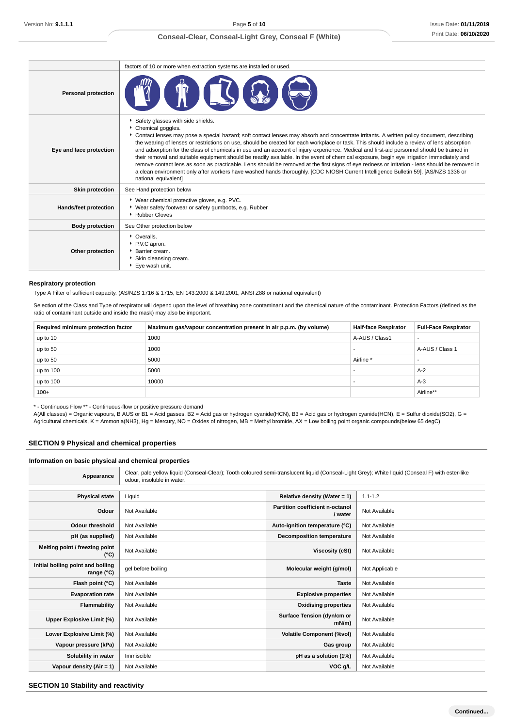| | |
|---|---|
| | factors of 10 or more when extraction systems are installed or used. |
| **Personal protection** | |
| **Eye and face protection** | ▸ Safety glasses with side shields.<br>▸ Chemical goggles.<br>▸ Contact lenses may pose a special hazard; soft contact lenses may absorb and concentrate irritants. A written policy document, describing the wearing of lenses or restrictions on use, should be created for each workplace or task. This should include a review of lens absorption and adsorption for the class of chemicals in use and an account of injury experience. Medical and first-aid personnel should be trained in their removal and suitable equipment should be readily available. In the event of chemical exposure, begin eye irrigation immediately and remove contact lens as soon as practicable. Lens should be removed at the first signs of eye redness or irritation - lens should be removed in a clean environment only after workers have washed hands thoroughly. [CDC NIOSH Current Intelligence Bulletin 59], [AS/NZS 1336 or national equivalent] |
| **Skin protection** | See Hand protection below |
| **Hands/feet protection** | ▸ Wear chemical protective gloves, e.g. PVC.<br>▸ Wear safety footwear or safety gumboots, e.g. Rubber<br>▸ Rubber Gloves |
| **Body protection** | See Other protection below |
| **Other protection** | ▸ Overalls.<br>▸ P.V.C apron.<br>▸ Barrier cream.<br>▸ Skin cleansing cream.<br>▸ Eye wash unit. |

### Respiratory protection

Type A Filter of sufficient capacity. (AS/NZS 1716 & 1715, EN 143:2000 & 149:2001, ANSI Z88 or national equivalent)

Selection of the Class and Type of respirator will depend upon the level of breathing zone contaminant and the chemical nature of the contaminant. Protection Factors (defined as the ratio of contaminant outside and inside the mask) may also be important.

| Required minimum protection factor | Maximum gas/vapour concentration present in air p.p.m. (by volume) | Half-face Respirator | Full-Face Respirator |
|---|---|---|---|
| up to 10 | 1000 | A-AUS / Class1 | - |
| up to 50 | 1000 | - | A-AUS / Class 1 |
| up to 50 | 5000 | Airline * | - |
| up to 100 | 5000 | - | A-2 |
| up to 100 | 10000 | - | A-3 |
| 100+ | | | Airline** |

* - Continuous Flow ** - Continuous-flow or positive pressure demand
A(All classes) = Organic vapours, B AUS or B1 = Acid gasses, B2 = Acid gas or hydrogen cyanide(HCN), B3 = Acid gas or hydrogen cyanide(HCN), E = Sulfur dioxide(SO2), G = Agricultural chemicals, K = Ammonia(NH3), Hg = Mercury, NO = Oxides of nitrogen, MB = Methyl bromide, AX = Low boiling point organic compounds(below 65 degC)

## SECTION 9 Physical and chemical properties

### Information on basic physical and chemical properties

| | | | |
|---|---|---|---|
| **Appearance** | Clear, pale yellow liquid (Conseal-Clear); Tooth coloured semi-translucent liquid (Conseal-Light Grey); White liquid (Conseal F) with ester-like odour, insoluble in water. | | |
| **Physical state** | Liquid | **Relative density (Water = 1)** | 1.1-1.2 |
| **Odour** | Not Available | **Partition coefficient n-octanol / water** | Not Available |
| **Odour threshold** | Not Available | **Auto-ignition temperature (°C)** | Not Available |
| **pH (as supplied)** | Not Available | **Decomposition temperature** | Not Available |
| **Melting point / freezing point (°C)** | Not Available | **Viscosity (cSt)** | Not Available |
| **Initial boiling point and boiling range (°C)** | gel before boiling | **Molecular weight (g/mol)** | Not Applicable |
| **Flash point (°C)** | Not Available | **Taste** | Not Available |
| **Evaporation rate** | Not Available | **Explosive properties** | Not Available |
| **Flammability** | Not Available | **Oxidising properties** | Not Available |
| **Upper Explosive Limit (%)** | Not Available | **Surface Tension (dyn/cm or mN/m)** | Not Available |
| **Lower Explosive Limit (%)** | Not Available | **Volatile Component (%vol)** | Not Available |
| **Vapour pressure (kPa)** | Not Available | **Gas group** | Not Available |
| **Solubility in water** | Immiscible | **pH as a solution (1%)** | Not Available |
| **Vapour density (Air = 1)** | Not Available | **VOC g/L** | Not Available |

## SECTION 10 Stability and reactivity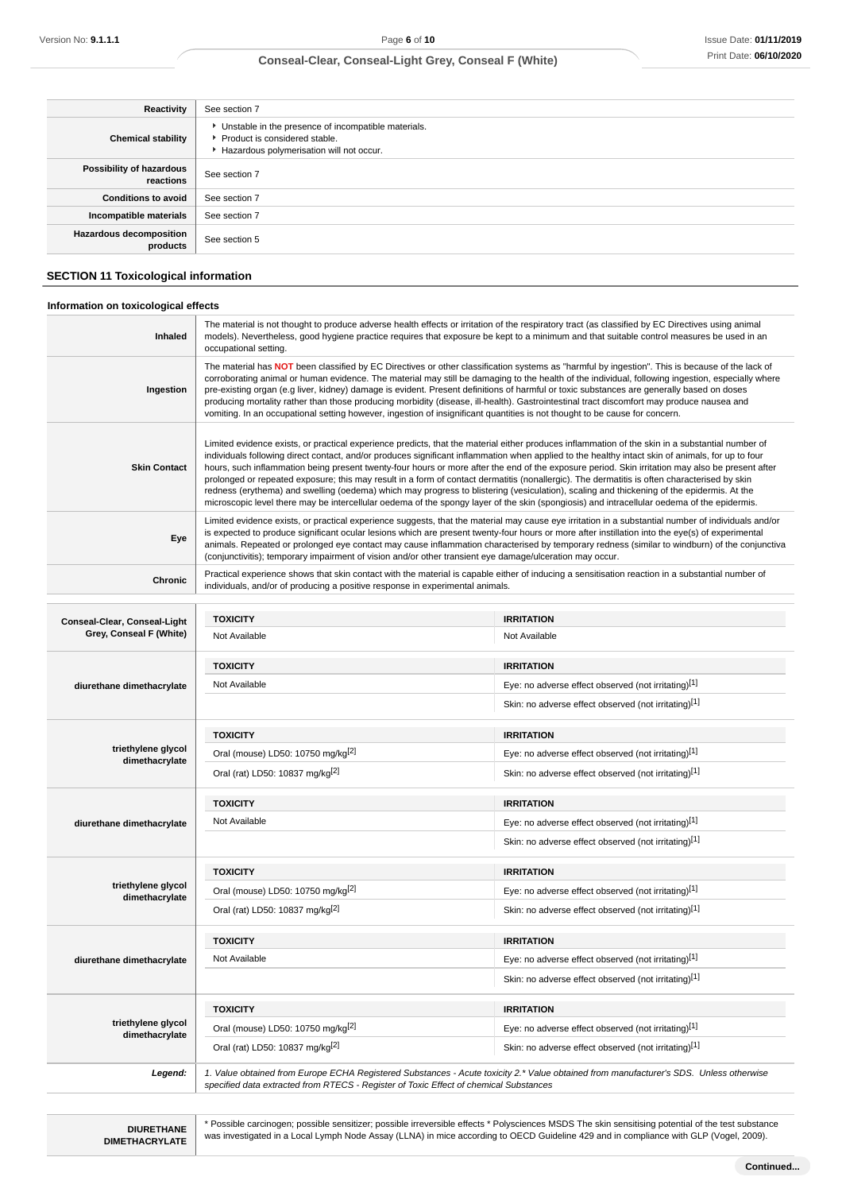| | |
|---|---|
| **Reactivity** | See section 7 |
| **Chemical stability** | ▸ Unstable in the presence of incompatible materials.<br>▸ Product is considered stable.<br>▸ Hazardous polymerisation will not occur. |
| **Possibility of hazardous reactions** | See section 7 |
| **Conditions to avoid** | See section 7 |
| **Incompatible materials** | See section 7 |
| **Hazardous decomposition products** | See section 5 |

## SECTION 11 Toxicological information

### Information on toxicological effects

| | |
|---|---|
| **Inhaled** | The material is not thought to produce adverse health effects or irritation of the respiratory tract (as classified by EC Directives using animal models). Nevertheless, good hygiene practice requires that exposure be kept to a minimum and that suitable control measures be used in an occupational setting. |
| **Ingestion** | The material has **NOT** been classified by EC Directives or other classification systems as "harmful by ingestion". This is because of the lack of corroborating animal or human evidence. The material may still be damaging to the health of the individual, following ingestion, especially where pre-existing organ (e.g liver, kidney) damage is evident. Present definitions of harmful or toxic substances are generally based on doses producing mortality rather than those producing morbidity (disease, ill-health). Gastrointestinal tract discomfort may produce nausea and vomiting. In an occupational setting however, ingestion of insignificant quantities is not thought to be cause for concern. |
| **Skin Contact** | Limited evidence exists, or practical experience predicts, that the material either produces inflammation of the skin in a substantial number of individuals following direct contact, and/or produces significant inflammation when applied to the healthy intact skin of animals, for up to four hours, such inflammation being present twenty-four hours or more after the end of the exposure period. Skin irritation may also be present after prolonged or repeated exposure; this may result in a form of contact dermatitis (nonallergic). The dermatitis is often characterised by skin redness (erythema) and swelling (oedema) which may progress to blistering (vesiculation), scaling and thickening of the epidermis. At the microscopic level there may be intercellular oedema of the spongy layer of the skin (spongiosis) and intracellular oedema of the epidermis. |
| **Eye** | Limited evidence exists, or practical experience suggests, that the material may cause eye irritation in a substantial number of individuals and/or is expected to produce significant ocular lesions which are present twenty-four hours or more after instillation into the eye(s) of experimental animals. Repeated or prolonged eye contact may cause inflammation characterised by temporary redness (similar to windburn) of the conjunctiva (conjunctivitis); temporary impairment of vision and/or other transient eye damage/ulceration may occur. |
| **Chronic** | Practical experience shows that skin contact with the material is capable either of inducing a sensitisation reaction in a substantial number of individuals, and/or of producing a positive response in experimental animals. |

| | TOXICITY | IRRITATION |
|---|---|---|
| **Conseal-Clear, Conseal-Light Grey, Conseal F (White)** | Not Available | Not Available |
| **diurethane dimethacrylate** | Not Available | Eye: no adverse effect observed (not irritating)[1] |
| | | Skin: no adverse effect observed (not irritating)[1] |
| **triethylene glycol dimethacrylate** | Oral (mouse) LD50: 10750 mg/kg[2] | Eye: no adverse effect observed (not irritating)[1] |
| | Oral (rat) LD50: 10837 mg/kg[2] | Skin: no adverse effect observed (not irritating)[1] |
| **diurethane dimethacrylate** | Not Available | Eye: no adverse effect observed (not irritating)[1] |
| | | Skin: no adverse effect observed (not irritating)[1] |
| **triethylene glycol dimethacrylate** | Oral (mouse) LD50: 10750 mg/kg[2] | Eye: no adverse effect observed (not irritating)[1] |
| | Oral (rat) LD50: 10837 mg/kg[2] | Skin: no adverse effect observed (not irritating)[1] |
| **diurethane dimethacrylate** | Not Available | Eye: no adverse effect observed (not irritating)[1] |
| | | Skin: no adverse effect observed (not irritating)[1] |
| **triethylene glycol dimethacrylate** | Oral (mouse) LD50: 10750 mg/kg[2] | Eye: no adverse effect observed (not irritating)[1] |
| | Oral (rat) LD50: 10837 mg/kg[2] | Skin: no adverse effect observed (not irritating)[1] |
| ***Legend:*** | *1. Value obtained from Europe ECHA Registered Substances - Acute toxicity 2.* Value obtained from manufacturer's SDS. Unless otherwise specified data extracted from RTECS - Register of Toxic Effect of chemical Substances* | |

| | |
|---|---|
| **DIURETHANE DIMETHACRYLATE** | * Possible carcinogen; possible sensitizer; possible irreversible effects * Polysciences MSDS The skin sensitising potential of the test substance was investigated in a Local Lymph Node Assay (LLNA) in mice according to OECD Guideline 429 and in compliance with GLP (Vogel, 2009). |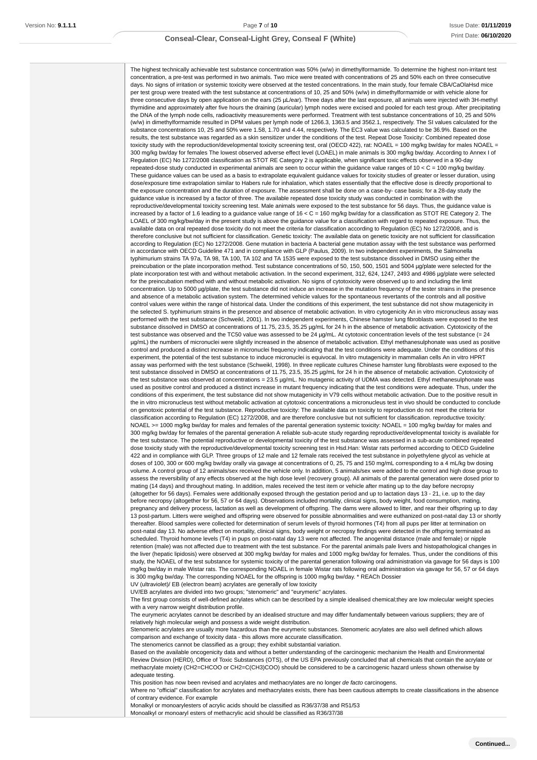The highest technically achievable test substance concentration was 50% (w/w) in dimethylformamide. To determine the highest non-irritant test concentration, a pre-test was performed in two animals. Two mice were treated with concentrations of 25 and 50% each on three consecutive days. No signs of irritation or systemic toxicity were observed at the tested concentrations. In the main study, four female CBA/CaOlaHsd mice per test group were treated with the test substance at concentrations of 10, 25 and 50% (w/w) in dimethylformamide or with vehicle alone for three consecutive days by open application on the ears (25 µL/ear). Three days after the last exposure, all animals were injected with 3H-methyl thymidine and approximately after five hours the draining (auricular) lymph nodes were excised and pooled for each test group. After precipitating the DNA of the lymph node cells, radioactivity measurements were performed. Treatment with test substance concentrations of 10, 25 and 50% (w/w) in dimethylformamide resulted in DPM values per lymph node of 1266.3, 1363.5 and 3562.1, respectively. The SI values calculated for the substance concentrations 10, 25 and 50% were 1.58, 1.70 and 4.44, respectively. The EC3 value was calculated to be 36.9%. Based on the results, the test substance was regarded as a skin sensitizer under the conditions of the test. Repeat Dose Toxicity: Combined repeated dose toxicity study with the reproduction/developmental toxicity screening test, oral (OECD 422), rat: NOAEL = 100 mg/kg bw/day for males NOAEL = 300 mg/kg bw/day for females The lowest observed adverse effect level (LOAEL) in male animals is 300 mg/kg bw/day. According to Annex I of Regulation (EC) No 1272/2008 classification as STOT RE Category 2 is applicable, when significant toxic effects observed in a 90-day repeated-dose study conducted in experimental animals are seen to occur within the guidance value ranges of 10 < C = 100 mg/kg bw/day. These guidance values can be used as a basis to extrapolate equivalent guidance values for toxicity studies of greater or lesser duration, using dose/exposure time extrapolation similar to Habers rule for inhalation, which states essentially that the effective dose is directly proportional to the exposure concentration and the duration of exposure. The assessment shall be done on a case-by- case basis; for a 28-day study the guidance value is increased by a factor of three. The available repeated dose toxicity study was conducted in combination with the reproductive/developmental toxicity screening test. Male animals were exposed to the test substance for 56 days. Thus, the guidance value is increased by a factor of 1.6 leading to a guidance value range of 16 < C = 160 mg/kg bw/day for a classification as STOT RE Category 2. The LOAEL of 300 mg/kg/bw/day in the present study is above the guidance value for a classification with regard to repeated exposure. Thus, the available data on oral repeated dose toxicity do not meet the criteria for classification according to Regulation (EC) No 1272/2008, and is therefore conclusive but not sufficient for classification. Genetic toxicity: The available data on genetic toxicity are not sufficient for classification according to Regulation (EC) No 1272/2008. Gene mutation in bacteria A bacterial gene mutation assay with the test substance was performed in accordance with OECD Guideline 471 and in compliance with GLP (Paulus, 2009). In two independent experiments, the Salmonella typhimurium strains TA 97a, TA 98, TA 100, TA 102 and TA 1535 were exposed to the test substance dissolved in DMSO using either the preincubation or the plate incorporation method. Test substance concentrations of 50, 150, 500, 1501 and 5004 µg/plate were selected for the plate incorporation test with and without metabolic activation. In the second experiment, 312, 624, 1247, 2493 and 4986 µg/plate were selected for the preincubation method with and without metabolic activation. No signs of cytotoxicity were observed up to and including the limit concentration. Up to 5000 µg/plate, the test substance did not induce an increase in the mutation frequency of the tester strains in the presence and absence of a metabolic activation system. The determined vehicle values for the spontaneous revertants of the controls and all positive control values were within the range of historical data. Under the conditions of this experiment, the test substance did not show mutagenicity in the selected S. typhimurium strains in the presence and absence of metabolic activation. In vitro cytogenicity An in vitro micronucleus assay was performed with the test substance (Schweikl, 2001). In two independent experiments, Chinese hamster lung fibroblasts were exposed to the test substance dissolved in DMSO at concentrations of 11.75, 23.5, 35.25 µg/mL for 24 h in the absence of metabolic activation. Cytotoxicity of the test substance was observed and the TC50 value was assessed to be 24 µg/mL. At cytotoxic concentration levels of the test substance (= 24 µg/mL) the numbers of micronuclei were slightly increased in the absence of metabolic activation. Ethyl methanesulphonate was used as positive control and produced a distinct increase in micronuclei frequency indicating that the test conditions were adequate. Under the conditions of this experiment, the potential of the test substance to induce micronuclei is equivocal. In vitro mutagenicity in mammalian cells An in vitro HPRT assay was performed with the test substance (Schweikl, 1998). In three replicate cultures Chinese hamster lung fibroblasts were exposed to the test substance dissolved in DMSO at concentrations of 11.75, 23.5, 35.25 µg/mL for 24 h in the absence of metabolic activation. Cytotoxicity of the test substance was observed at concentrations = 23.5 µg/mL. No mutagenic activity of UDMA was detected. Ethyl methanesulphonate was used as positive control and produced a distinct increase in mutant frequency indicating that the test conditions were adequate. Thus, under the conditions of this experiment, the test substance did not show mutagenicity in V79 cells without metabolic activation. Due to the positive result in the in vitro micronucleus test without metabolic activation at cytotoxic concentrations a micronucleus test in vivo should be conducted to conclude on genotoxic potential of the test substance. Reproductive toxicity: The available data on toxicity to reproduction do not meet the criteria for classification according to Regulation (EC) 1272/2008, and are therefore conclusive but not sufficient for classification. reproductive toxicity: NOAEL >= 1000 mg/kg bw/day for males and females of the parental generation systemic toxicity: NOAEL = 100 mg/kg bw/day for males and 300 mg/kg bw/day for females of the parental generation A reliable sub-acute study regarding reproductive/developmental toxicity is available for the test substance. The potential reproductive or developmental toxicity of the test substance was assessed in a sub-acute combined repeated dose toxicity study with the reproductive/developmental toxicity screening test in Hsd.Han: Wistar rats performed according to OECD Guideline 422 and in compliance with GLP. Three groups of 12 male and 12 female rats received the test substance in polyethylene glycol as vehicle at doses of 100, 300 or 600 mg/kg bw/day orally via gavage at concentrations of 0, 25, 75 and 150 mg/mL corresponding to a 4 mL/kg bw dosing volume. A control group of 12 animals/sex received the vehicle only. In addition, 5 animals/sex were added to the control and high dose group to assess the reversibility of any effects observed at the high dose level (recovery group). All animals of the parental generation were dosed prior to mating (14 days) and throughout mating. In addition, males received the test item or vehicle after mating up to the day before necropsy (altogether for 56 days). Females were additionally exposed through the gestation period and up to lactation days 13 - 21, i.e. up to the day before necropsy (altogether for 56, 57 or 64 days). Observations included mortality, clinical signs, body weight, food consumption, mating, pregnancy and delivery process, lactation as well as development of offspring. The dams were allowed to litter, and rear their offspring up to day 13 post-partum. Litters were weighed and offspring were observed for possible abnormalities and were euthanized on post-natal day 13 or shortly thereafter. Blood samples were collected for determination of serum levels of thyroid hormones (T4) from all pups per litter at termination on post-natal day 13. No adverse effect on mortality, clinical signs, body weight or necropsy findings were detected in the offspring terminated as scheduled. Thyroid homone levels (T4) in pups on post-natal day 13 were not affected. The anogenital distance (male and female) or nipple retention (male) was not affected due to treatment with the test substance. For the parental animals pale livers and histopathological changes in the liver (hepatic lipidosis) were observed at 300 mg/kg bw/day for males and 1000 mg/kg bw/day for females. Thus, under the conditions of this study, the NOAEL of the test substance for systemic toxicity of the parental generation following oral administration via gavage for 56 days is 100 mg/kg bw/day in male Wistar rats. The corresponding NOAEL in female Wistar rats following oral administration via gavage for 56, 57 or 64 days is 300 mg/kg bw/day. The corresponding NOAEL for the offspring is 1000 mg/kg bw/day. * REACh Dossier

UV (ultraviolet)/ EB (electron beam) acrylates are generally of low toxicity

UV/EB acrylates are divided into two groups; "stenomeric" and "eurymeric" acrylates.

The first group consists of well-defined acrylates which can be described by a simple idealised chemical;they are low molecular weight species with a very narrow weight distribution profile.

The eurymeric acrylates cannot be described by an idealised structure and may differ fundamentally between various suppliers; they are of relatively high molecular weigh and possess a wide weight distribution.

Stenomeric acrylates are usually more hazardous than the eurymeric substances. Stenomeric acrylates are also well defined which allows comparison and exchange of toxicity data - this allows more accurate classification.

The stenomerics cannot be classified as a group; they exhibit substantial variation.

Based on the available oncogenicity data and without a better understanding of the carcinogenic mechanism the Health and Environmental Review Division (HERD), Office of Toxic Substances (OTS), of the US EPA previously concluded that all chemicals that contain the acrylate or methacrylate moiety (CH2=CHCOO or CH2=C(CH3)COO) should be considered to be a carcinogenic hazard unless shown otherwise by adequate testing.

This position has now been revised and acrylates and methacrylates are no longer *de facto* carcinogens.

Where no "official" classification for acrylates and methacrylates exists, there has been cautious attempts to create classifications in the absence of contrary evidence. For example

Monalkyl or monoarylesters of acrylic acids should be classified as R36/37/38 and R51/53

Monoalkyl or monoaryl esters of methacrylic acid should be classified as R36/37/38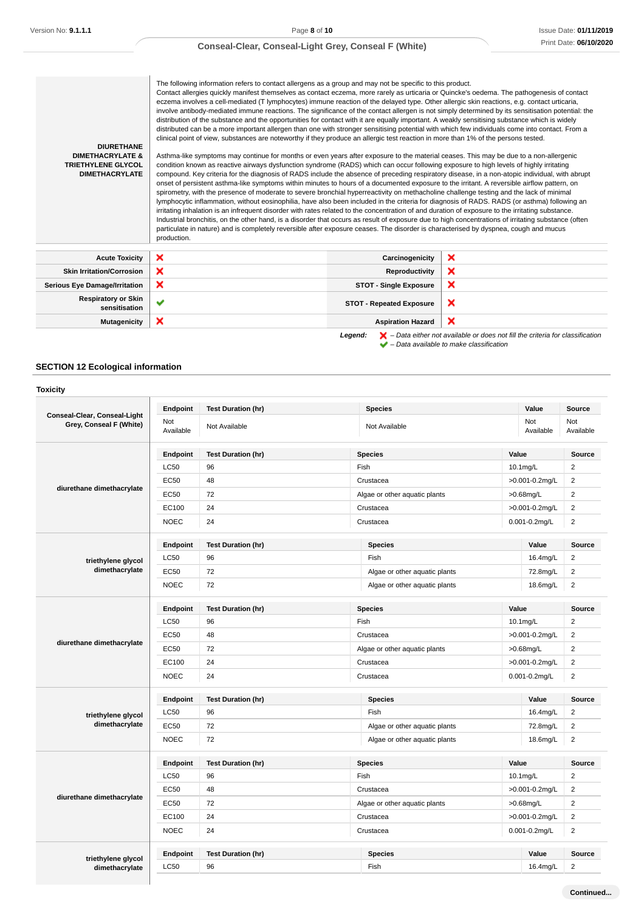| | |
|---|---|
| **DIURETHANE DIMETHACRYLATE & TRIETHYLENE GLYCOL DIMETHACRYLATE** | The following information refers to contact allergens as a group and may not be specific to this product.<br>Contact allergies quickly manifest themselves as contact eczema, more rarely as urticaria or Quincke's oedema. The pathogenesis of contact eczema involves a cell-mediated (T lymphocytes) immune reaction of the delayed type. Other allergic skin reactions, e.g. contact urticaria, involve antibody-mediated immune reactions. The significance of the contact allergen is not simply determined by its sensitisation potential: the distribution of the substance and the opportunities for contact with it are equally important. A weakly sensitising substance which is widely distributed can be a more important allergen than one with stronger sensitising potential with which few individuals come into contact. From a clinical point of view, substances are noteworthy if they produce an allergic test reaction in more than 1% of the persons tested.<br><br>Asthma-like symptoms may continue for months or even years after exposure to the material ceases. This may be due to a non-allergenic condition known as reactive airways dysfunction syndrome (RADS) which can occur following exposure to high levels of highly irritating compound. Key criteria for the diagnosis of RADS include the absence of preceding respiratory disease, in a non-atopic individual, with abrupt onset of persistent asthma-like symptoms within minutes to hours of a documented exposure to the irritant. A reversible airflow pattern, on spirometry, with the presence of moderate to severe bronchial hyperreactivity on methacholine challenge testing and the lack of minimal lymphocytic inflammation, without eosinophilia, have also been included in the criteria for diagnosis of RADS. RADS (or asthma) following an irritating inhalation is an infrequent disorder with rates related to the concentration of and duration of exposure to the irritating substance. Industrial bronchitis, on the other hand, is a disorder that occurs as result of exposure due to high concentrations of irritating substance (often particulate in nature) and is completely reversible after exposure ceases. The disorder is characterised by dyspnea, cough and mucus production. |

| | | | |
|---|---|---|---|
| **Acute Toxicity** | ❌ | **Carcinogenicity** | ❌ |
| **Skin Irritation/Corrosion** | ❌ | **Reproductivity** | ❌ |
| **Serious Eye Damage/Irritation** | ❌ | **STOT - Single Exposure** | ❌ |
| **Respiratory or Skin sensitisation** | ✔ | **STOT - Repeated Exposure** | ❌ |
| **Mutagenicity** | ❌ | **Aspiration Hazard** | ❌ |

***Legend:*** ❌ *– Data either not available or does not fill the criteria for classification*
✔ *– Data available to make classification*

## SECTION 12 Ecological information

### Toxicity

**Conseal-Clear, Conseal-Light Grey, Conseal F (White)**

| Endpoint | Test Duration (hr) | Species | Value | Source |
|---|---|---|---|---|
| Not Available | Not Available | Not Available | Not Available | Not Available |

**diurethane dimethacrylate**

| Endpoint | Test Duration (hr) | Species | Value | Source |
|---|---|---|---|---|
| LC50 | 96 | Fish | 10.1mg/L | 2 |
| EC50 | 48 | Crustacea | >0.001-0.2mg/L | 2 |
| EC50 | 72 | Algae or other aquatic plants | >0.68mg/L | 2 |
| EC100 | 24 | Crustacea | >0.001-0.2mg/L | 2 |
| NOEC | 24 | Crustacea | 0.001-0.2mg/L | 2 |

**triethylene glycol dimethacrylate**

| Endpoint | Test Duration (hr) | Species | Value | Source |
|---|---|---|---|---|
| LC50 | 96 | Fish | 16.4mg/L | 2 |
| EC50 | 72 | Algae or other aquatic plants | 72.8mg/L | 2 |
| NOEC | 72 | Algae or other aquatic plants | 18.6mg/L | 2 |

**diurethane dimethacrylate**

| Endpoint | Test Duration (hr) | Species | Value | Source |
|---|---|---|---|---|
| LC50 | 96 | Fish | 10.1mg/L | 2 |
| EC50 | 48 | Crustacea | >0.001-0.2mg/L | 2 |
| EC50 | 72 | Algae or other aquatic plants | >0.68mg/L | 2 |
| EC100 | 24 | Crustacea | >0.001-0.2mg/L | 2 |
| NOEC | 24 | Crustacea | 0.001-0.2mg/L | 2 |

**triethylene glycol dimethacrylate**

| Endpoint | Test Duration (hr) | Species | Value | Source |
|---|---|---|---|---|
| LC50 | 96 | Fish | 16.4mg/L | 2 |
| EC50 | 72 | Algae or other aquatic plants | 72.8mg/L | 2 |
| NOEC | 72 | Algae or other aquatic plants | 18.6mg/L | 2 |

**diurethane dimethacrylate**

| Endpoint | Test Duration (hr) | Species | Value | Source |
|---|---|---|---|---|
| LC50 | 96 | Fish | 10.1mg/L | 2 |
| EC50 | 48 | Crustacea | >0.001-0.2mg/L | 2 |
| EC50 | 72 | Algae or other aquatic plants | >0.68mg/L | 2 |
| EC100 | 24 | Crustacea | >0.001-0.2mg/L | 2 |
| NOEC | 24 | Crustacea | 0.001-0.2mg/L | 2 |

**triethylene glycol dimethacrylate**

| Endpoint | Test Duration (hr) | Species | Value | Source |
|---|---|---|---|---|
| LC50 | 96 | Fish | 16.4mg/L | 2 |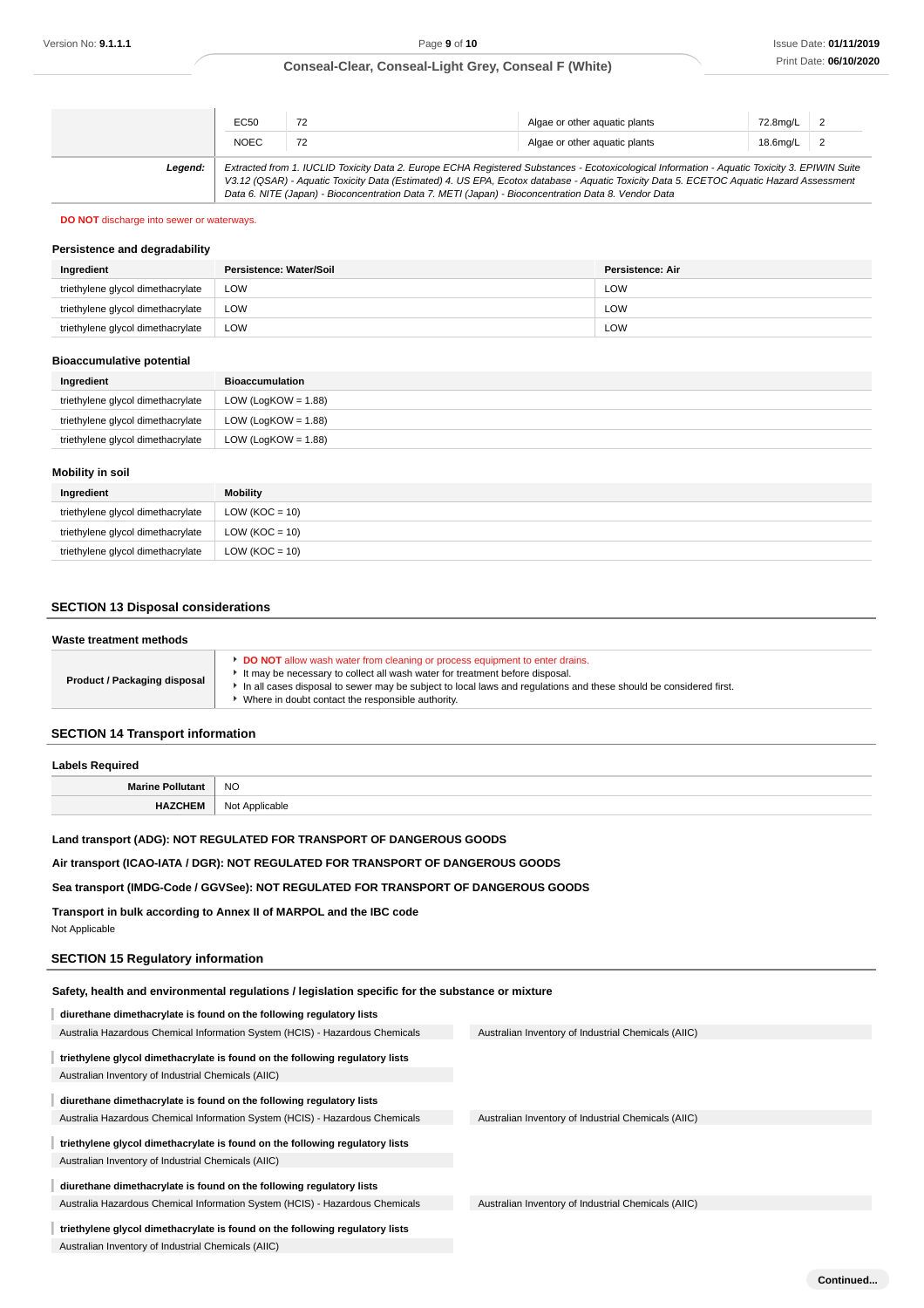| | EC50 | 72 | Algae or other aquatic plants | 72.8mg/L | 2 |
|---|---|---|---|---|---|
| | NOEC | 72 | Algae or other aquatic plants | 18.6mg/L | 2 |
| ***Legend:*** | *Extracted from 1. IUCLID Toxicity Data 2. Europe ECHA Registered Substances - Ecotoxicological Information - Aquatic Toxicity 3. EPIWIN Suite V3.12 (QSAR) - Aquatic Toxicity Data (Estimated) 4. US EPA, Ecotox database - Aquatic Toxicity Data 5. ECETOC Aquatic Hazard Assessment Data 6. NITE (Japan) - Bioconcentration Data 7. METI (Japan) - Bioconcentration Data 8. Vendor Data* | | | | |

**DO NOT** discharge into sewer or waterways.

### Persistence and degradability

| Ingredient | Persistence: Water/Soil | Persistence: Air |
|---|---|---|
| triethylene glycol dimethacrylate | LOW | LOW |
| triethylene glycol dimethacrylate | LOW | LOW |
| triethylene glycol dimethacrylate | LOW | LOW |

### Bioaccumulative potential

| Ingredient | Bioaccumulation |
|---|---|
| triethylene glycol dimethacrylate | LOW (LogKOW = 1.88) |
| triethylene glycol dimethacrylate | LOW (LogKOW = 1.88) |
| triethylene glycol dimethacrylate | LOW (LogKOW = 1.88) |

### Mobility in soil

| Ingredient | Mobility |
|---|---|
| triethylene glycol dimethacrylate | LOW (KOC = 10) |
| triethylene glycol dimethacrylate | LOW (KOC = 10) |
| triethylene glycol dimethacrylate | LOW (KOC = 10) |

## SECTION 13 Disposal considerations

### Waste treatment methods

| | |
|---|---|
| **Product / Packaging disposal** | ▸ **DO NOT** allow wash water from cleaning or process equipment to enter drains.<br>▸ It may be necessary to collect all wash water for treatment before disposal.<br>▸ In all cases disposal to sewer may be subject to local laws and regulations and these should be considered first.<br>▸ Where in doubt contact the responsible authority. |

## SECTION 14 Transport information

### Labels Required

| | |
|---|---|
| **Marine Pollutant** | NO |
| **HAZCHEM** | Not Applicable |

**Land transport (ADG): NOT REGULATED FOR TRANSPORT OF DANGEROUS GOODS**

**Air transport (ICAO-IATA / DGR): NOT REGULATED FOR TRANSPORT OF DANGEROUS GOODS**

**Sea transport (IMDG-Code / GGVSee): NOT REGULATED FOR TRANSPORT OF DANGEROUS GOODS**

**Transport in bulk according to Annex II of MARPOL and the IBC code**

Not Applicable

## SECTION 15 Regulatory information

### Safety, health and environmental regulations / legislation specific for the substance or mixture

**diurethane dimethacrylate is found on the following regulatory lists**

Australia Hazardous Chemical Information System (HCIS) - Hazardous Chemicals | Australian Inventory of Industrial Chemicals (AIIC)

**triethylene glycol dimethacrylate is found on the following regulatory lists**

Australian Inventory of Industrial Chemicals (AIIC)

**diurethane dimethacrylate is found on the following regulatory lists**

Australia Hazardous Chemical Information System (HCIS) - Hazardous Chemicals | Australian Inventory of Industrial Chemicals (AIIC)

**triethylene glycol dimethacrylate is found on the following regulatory lists**

Australian Inventory of Industrial Chemicals (AIIC)

**diurethane dimethacrylate is found on the following regulatory lists**

Australia Hazardous Chemical Information System (HCIS) - Hazardous Chemicals | Australian Inventory of Industrial Chemicals (AIIC)

**triethylene glycol dimethacrylate is found on the following regulatory lists**

Australian Inventory of Industrial Chemicals (AIIC)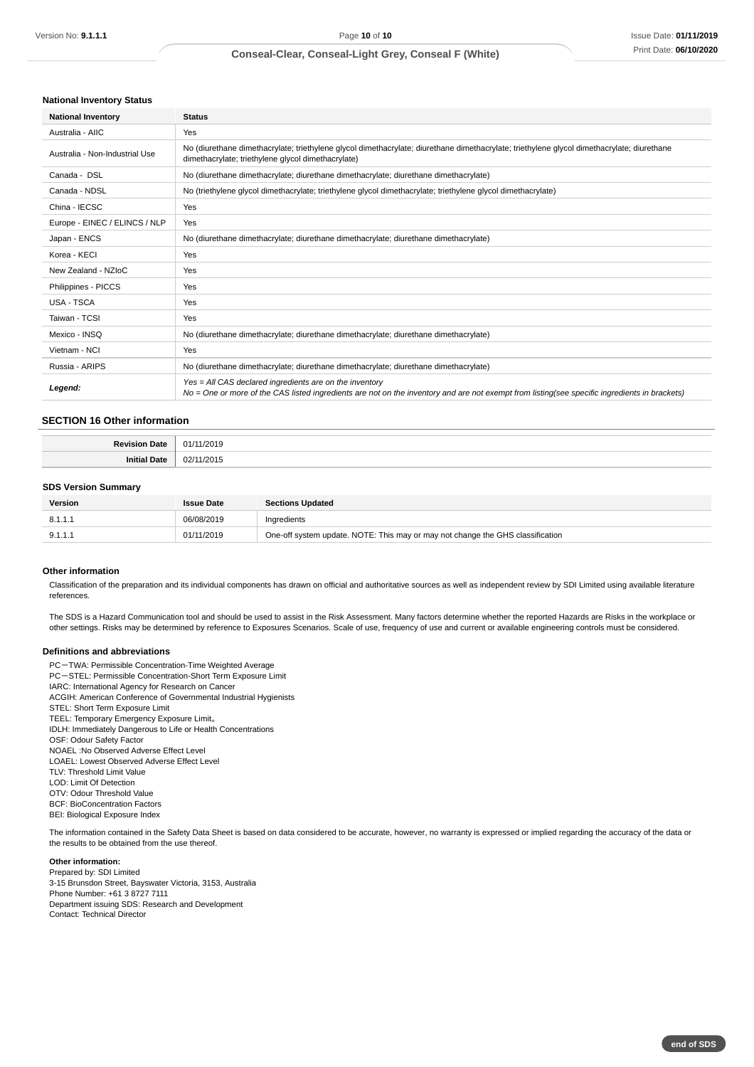### National Inventory Status

| National Inventory | Status |
|---|---|
| Australia - AIIC | Yes |
| Australia - Non-Industrial Use | No (diurethane dimethacrylate; triethylene glycol dimethacrylate; diurethane dimethacrylate; triethylene glycol dimethacrylate; diurethane dimethacrylate; triethylene glycol dimethacrylate) |
| Canada - DSL | No (diurethane dimethacrylate; diurethane dimethacrylate; diurethane dimethacrylate) |
| Canada - NDSL | No (triethylene glycol dimethacrylate; triethylene glycol dimethacrylate; triethylene glycol dimethacrylate) |
| China - IECSC | Yes |
| Europe - EINEC / ELINCS / NLP | Yes |
| Japan - ENCS | No (diurethane dimethacrylate; diurethane dimethacrylate; diurethane dimethacrylate) |
| Korea - KECI | Yes |
| New Zealand - NZIoC | Yes |
| Philippines - PICCS | Yes |
| USA - TSCA | Yes |
| Taiwan - TCSI | Yes |
| Mexico - INSQ | No (diurethane dimethacrylate; diurethane dimethacrylate; diurethane dimethacrylate) |
| Vietnam - NCI | Yes |
| Russia - ARIPS | No (diurethane dimethacrylate; diurethane dimethacrylate; diurethane dimethacrylate) |
| ***Legend:*** | *Yes = All CAS declared ingredients are on the inventory*<br>*No = One or more of the CAS listed ingredients are not on the inventory and are not exempt from listing(see specific ingredients in brackets)* |

## SECTION 16 Other information

| | |
|---|---|
| **Revision Date** | 01/11/2019 |
| **Initial Date** | 02/11/2015 |

### SDS Version Summary

| Version | Issue Date | Sections Updated |
|---|---|---|
| 8.1.1.1 | 06/08/2019 | Ingredients |
| 9.1.1.1 | 01/11/2019 | One-off system update. NOTE: This may or may not change the GHS classification |

### Other information

Classification of the preparation and its individual components has drawn on official and authoritative sources as well as independent review by SDI Limited using available literature references.

The SDS is a Hazard Communication tool and should be used to assist in the Risk Assessment. Many factors determine whether the reported Hazards are Risks in the workplace or other settings. Risks may be determined by reference to Exposures Scenarios. Scale of use, frequency of use and current or available engineering controls must be considered.

### Definitions and abbreviations

PC－TWA: Permissible Concentration-Time Weighted Average
PC－STEL: Permissible Concentration-Short Term Exposure Limit
IARC: International Agency for Research on Cancer
ACGIH: American Conference of Governmental Industrial Hygienists
STEL: Short Term Exposure Limit
TEEL: Temporary Emergency Exposure Limit。
IDLH: Immediately Dangerous to Life or Health Concentrations
OSF: Odour Safety Factor
NOAEL :No Observed Adverse Effect Level
LOAEL: Lowest Observed Adverse Effect Level
TLV: Threshold Limit Value
LOD: Limit Of Detection
OTV: Odour Threshold Value
BCF: BioConcentration Factors
BEI: Biological Exposure Index

The information contained in the Safety Data Sheet is based on data considered to be accurate, however, no warranty is expressed or implied regarding the accuracy of the data or the results to be obtained from the use thereof.

**Other information:**
Prepared by: SDI Limited
3-15 Brunsdon Street, Bayswater Victoria, 3153, Australia
Phone Number: +61 3 8727 7111
Department issuing SDS: Research and Development
Contact: Technical Director

end of SDS